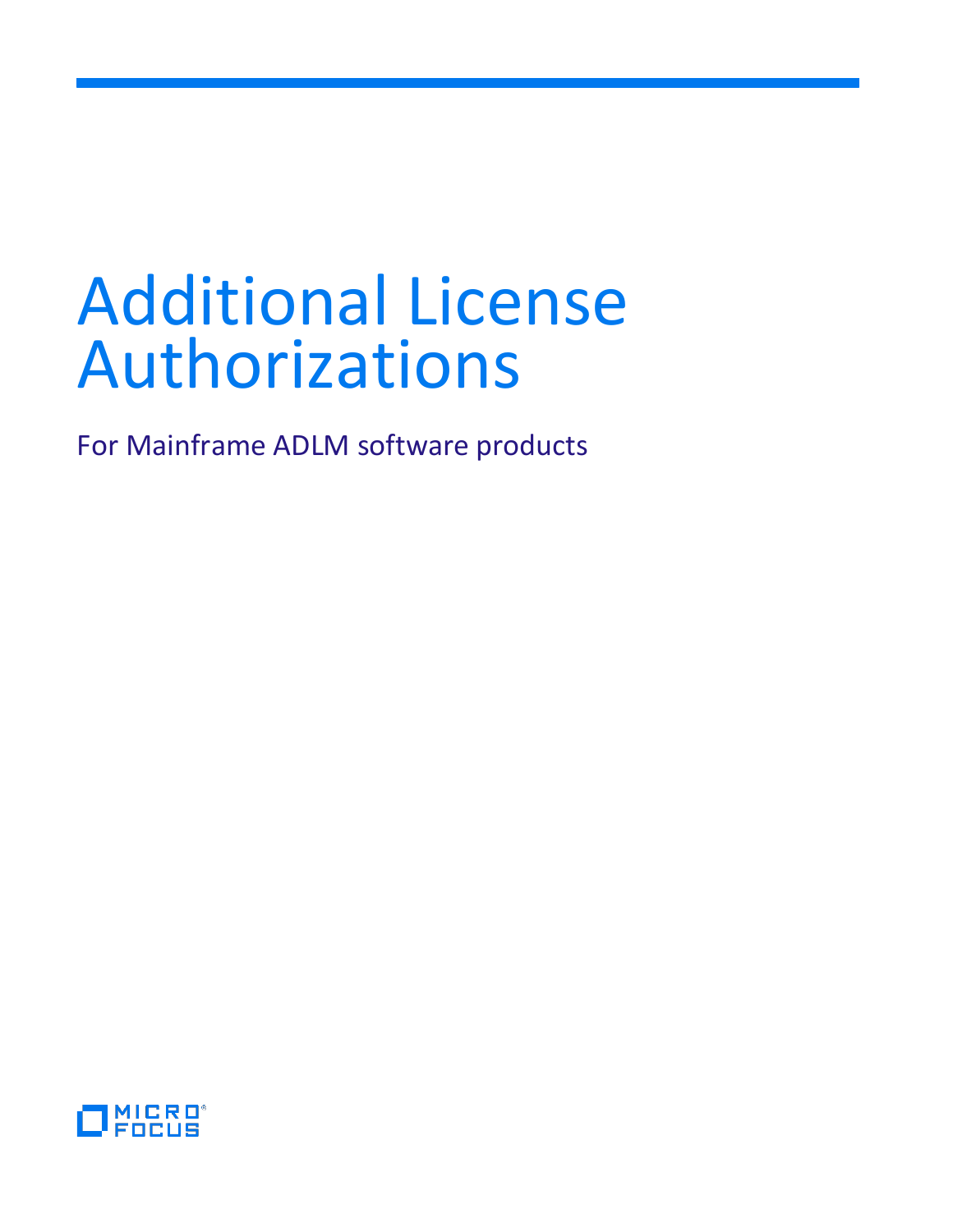# Additional License Authorizations

For Mainframe ADLM software products

MICRO FOCUS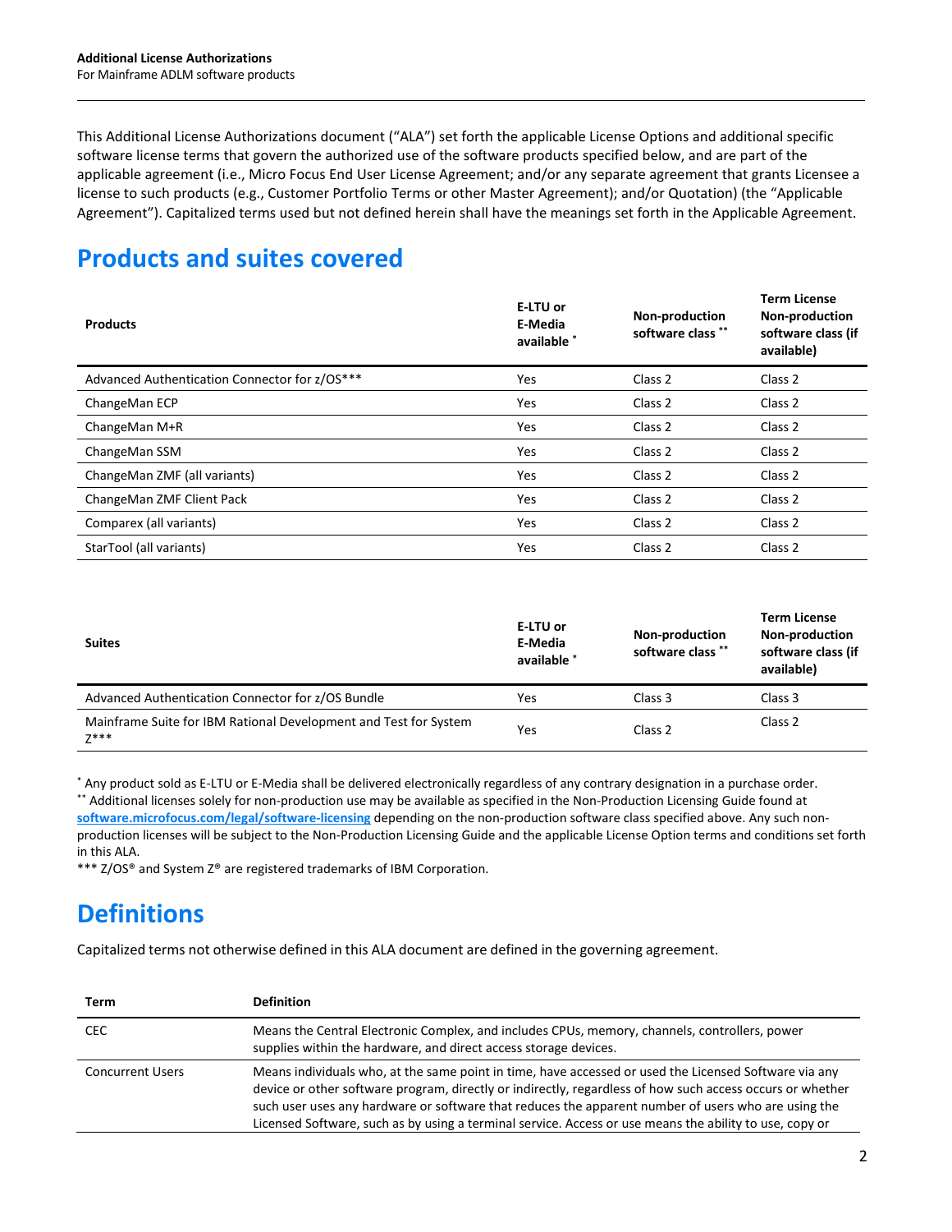This Additional License Authorizations document ("ALA") set forth the applicable License Options and additional specific software license terms that govern the authorized use of the software products specified below, and are part of the applicable agreement (i.e., Micro Focus End User License Agreement; and/or any separate agreement that grants Licensee a license to such products (e.g., Customer Portfolio Terms or other Master Agreement); and/or Quotation) (the "Applicable Agreement"). Capitalized terms used but not defined herein shall have the meanings set forth in the Applicable Agreement.

## Products and suites covered

| Products | E-LTU or E-Media available * | Non-production software class ** | Term License Non-production software class (if available) |
|---|---|---|---|
| Advanced Authentication Connector for z/OS*** | Yes | Class 2 | Class 2 |
| ChangeMan ECP | Yes | Class 2 | Class 2 |
| ChangeMan M+R | Yes | Class 2 | Class 2 |
| ChangeMan SSM | Yes | Class 2 | Class 2 |
| ChangeMan ZMF (all variants) | Yes | Class 2 | Class 2 |
| ChangeMan ZMF Client Pack | Yes | Class 2 | Class 2 |
| Comparex (all variants) | Yes | Class 2 | Class 2 |
| StarTool (all variants) | Yes | Class 2 | Class 2 |

| Suites | E-LTU or E-Media available * | Non-production software class ** | Term License Non-production software class (if available) |
|---|---|---|---|
| Advanced Authentication Connector for z/OS Bundle | Yes | Class 3 | Class 3 |
| Mainframe Suite for IBM Rational Development and Test for System Z*** | Yes | Class 2 | Class 2 |

* Any product sold as E-LTU or E-Media shall be delivered electronically regardless of any contrary designation in a purchase order.
** Additional licenses solely for non-production use may be available as specified in the Non-Production Licensing Guide found at **software.microfocus.com/legal/software-licensing** depending on the non-production software class specified above. Any such non-production licenses will be subject to the Non-Production Licensing Guide and the applicable License Option terms and conditions set forth in this ALA.
*** Z/OS® and System Z® are registered trademarks of IBM Corporation.

## Definitions

Capitalized terms not otherwise defined in this ALA document are defined in the governing agreement.

| Term | Definition |
|---|---|
| CEC | Means the Central Electronic Complex, and includes CPUs, memory, channels, controllers, power supplies within the hardware, and direct access storage devices. |
| Concurrent Users | Means individuals who, at the same point in time, have accessed or used the Licensed Software via any device or other software program, directly or indirectly, regardless of how such access occurs or whether such user uses any hardware or software that reduces the apparent number of users who are using the Licensed Software, such as by using a terminal service. Access or use means the ability to use, copy or |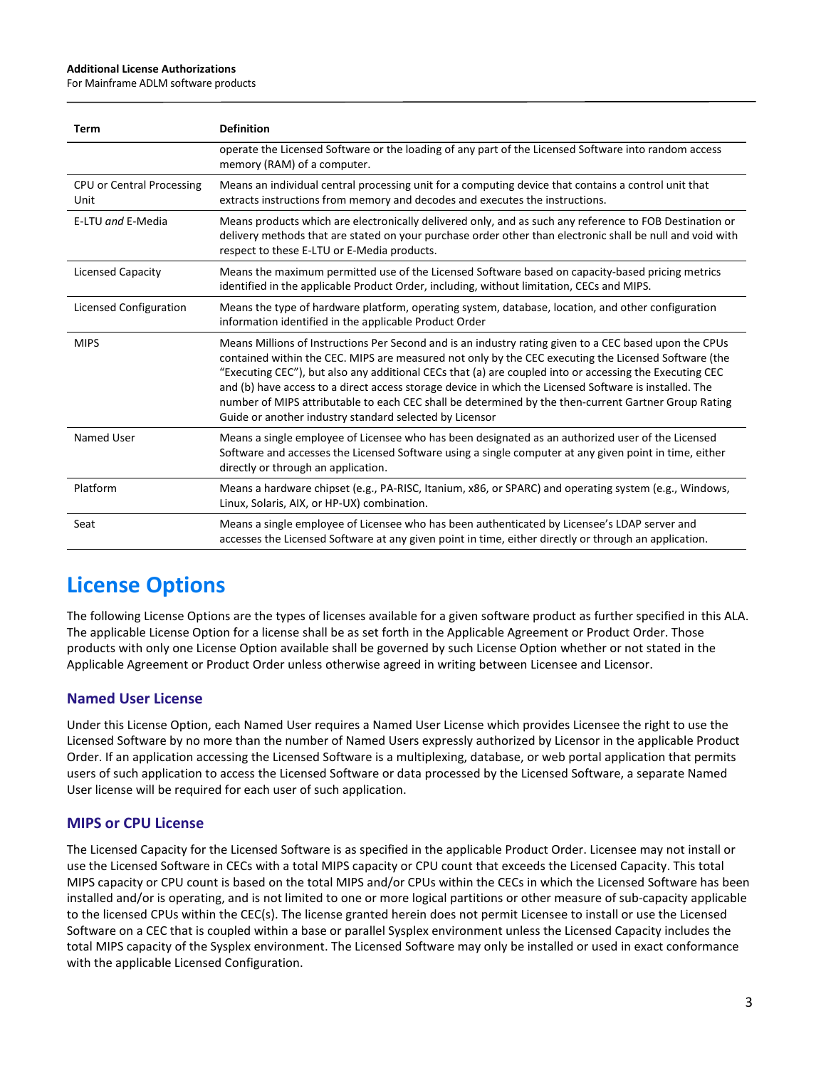| Term | Definition |
|---|---|
| | operate the Licensed Software or the loading of any part of the Licensed Software into random access memory (RAM) of a computer. |
| CPU or Central Processing Unit | Means an individual central processing unit for a computing device that contains a control unit that extracts instructions from memory and decodes and executes the instructions. |
| E-LTU *and* E-Media | Means products which are electronically delivered only, and as such any reference to FOB Destination or delivery methods that are stated on your purchase order other than electronic shall be null and void with respect to these E-LTU or E-Media products. |
| Licensed Capacity | Means the maximum permitted use of the Licensed Software based on capacity-based pricing metrics identified in the applicable Product Order, including, without limitation, CECs and MIPS. |
| Licensed Configuration | Means the type of hardware platform, operating system, database, location, and other configuration information identified in the applicable Product Order |
| MIPS | Means Millions of Instructions Per Second and is an industry rating given to a CEC based upon the CPUs contained within the CEC. MIPS are measured not only by the CEC executing the Licensed Software (the "Executing CEC"), but also any additional CECs that (a) are coupled into or accessing the Executing CEC and (b) have access to a direct access storage device in which the Licensed Software is installed. The number of MIPS attributable to each CEC shall be determined by the then-current Gartner Group Rating Guide or another industry standard selected by Licensor |
| Named User | Means a single employee of Licensee who has been designated as an authorized user of the Licensed Software and accesses the Licensed Software using a single computer at any given point in time, either directly or through an application. |
| Platform | Means a hardware chipset (e.g., PA-RISC, Itanium, x86, or SPARC) and operating system (e.g., Windows, Linux, Solaris, AIX, or HP-UX) combination. |
| Seat | Means a single employee of Licensee who has been authenticated by Licensee's LDAP server and accesses the Licensed Software at any given point in time, either directly or through an application. |

# License Options

The following License Options are the types of licenses available for a given software product as further specified in this ALA. The applicable License Option for a license shall be as set forth in the Applicable Agreement or Product Order. Those products with only one License Option available shall be governed by such License Option whether or not stated in the Applicable Agreement or Product Order unless otherwise agreed in writing between Licensee and Licensor.

## Named User License

Under this License Option, each Named User requires a Named User License which provides Licensee the right to use the Licensed Software by no more than the number of Named Users expressly authorized by Licensor in the applicable Product Order. If an application accessing the Licensed Software is a multiplexing, database, or web portal application that permits users of such application to access the Licensed Software or data processed by the Licensed Software, a separate Named User license will be required for each user of such application.

## MIPS or CPU License

The Licensed Capacity for the Licensed Software is as specified in the applicable Product Order. Licensee may not install or use the Licensed Software in CECs with a total MIPS capacity or CPU count that exceeds the Licensed Capacity. This total MIPS capacity or CPU count is based on the total MIPS and/or CPUs within the CECs in which the Licensed Software has been installed and/or is operating, and is not limited to one or more logical partitions or other measure of sub-capacity applicable to the licensed CPUs within the CEC(s). The license granted herein does not permit Licensee to install or use the Licensed Software on a CEC that is coupled within a base or parallel Sysplex environment unless the Licensed Capacity includes the total MIPS capacity of the Sysplex environment. The Licensed Software may only be installed or used in exact conformance with the applicable Licensed Configuration.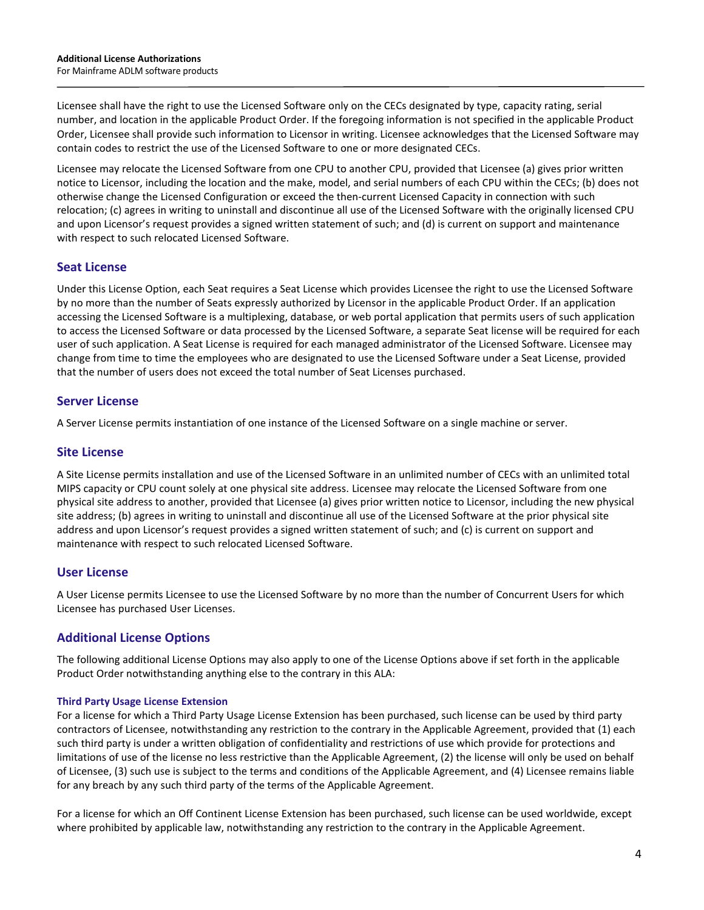Licensee shall have the right to use the Licensed Software only on the CECs designated by type, capacity rating, serial number, and location in the applicable Product Order. If the foregoing information is not specified in the applicable Product Order, Licensee shall provide such information to Licensor in writing. Licensee acknowledges that the Licensed Software may contain codes to restrict the use of the Licensed Software to one or more designated CECs.

Licensee may relocate the Licensed Software from one CPU to another CPU, provided that Licensee (a) gives prior written notice to Licensor, including the location and the make, model, and serial numbers of each CPU within the CECs; (b) does not otherwise change the Licensed Configuration or exceed the then-current Licensed Capacity in connection with such relocation; (c) agrees in writing to uninstall and discontinue all use of the Licensed Software with the originally licensed CPU and upon Licensor's request provides a signed written statement of such; and (d) is current on support and maintenance with respect to such relocated Licensed Software.

## Seat License

Under this License Option, each Seat requires a Seat License which provides Licensee the right to use the Licensed Software by no more than the number of Seats expressly authorized by Licensor in the applicable Product Order. If an application accessing the Licensed Software is a multiplexing, database, or web portal application that permits users of such application to access the Licensed Software or data processed by the Licensed Software, a separate Seat license will be required for each user of such application. A Seat License is required for each managed administrator of the Licensed Software. Licensee may change from time to time the employees who are designated to use the Licensed Software under a Seat License, provided that the number of users does not exceed the total number of Seat Licenses purchased.

## Server License

A Server License permits instantiation of one instance of the Licensed Software on a single machine or server.

## Site License

A Site License permits installation and use of the Licensed Software in an unlimited number of CECs with an unlimited total MIPS capacity or CPU count solely at one physical site address. Licensee may relocate the Licensed Software from one physical site address to another, provided that Licensee (a) gives prior written notice to Licensor, including the new physical site address; (b) agrees in writing to uninstall and discontinue all use of the Licensed Software at the prior physical site address and upon Licensor's request provides a signed written statement of such; and (c) is current on support and maintenance with respect to such relocated Licensed Software.

## User License

A User License permits Licensee to use the Licensed Software by no more than the number of Concurrent Users for which Licensee has purchased User Licenses.

## Additional License Options

The following additional License Options may also apply to one of the License Options above if set forth in the applicable Product Order notwithstanding anything else to the contrary in this ALA:

### Third Party Usage License Extension

For a license for which a Third Party Usage License Extension has been purchased, such license can be used by third party contractors of Licensee, notwithstanding any restriction to the contrary in the Applicable Agreement, provided that (1) each such third party is under a written obligation of confidentiality and restrictions of use which provide for protections and limitations of use of the license no less restrictive than the Applicable Agreement, (2) the license will only be used on behalf of Licensee, (3) such use is subject to the terms and conditions of the Applicable Agreement, and (4) Licensee remains liable for any breach by any such third party of the terms of the Applicable Agreement.

For a license for which an Off Continent License Extension has been purchased, such license can be used worldwide, except where prohibited by applicable law, notwithstanding any restriction to the contrary in the Applicable Agreement.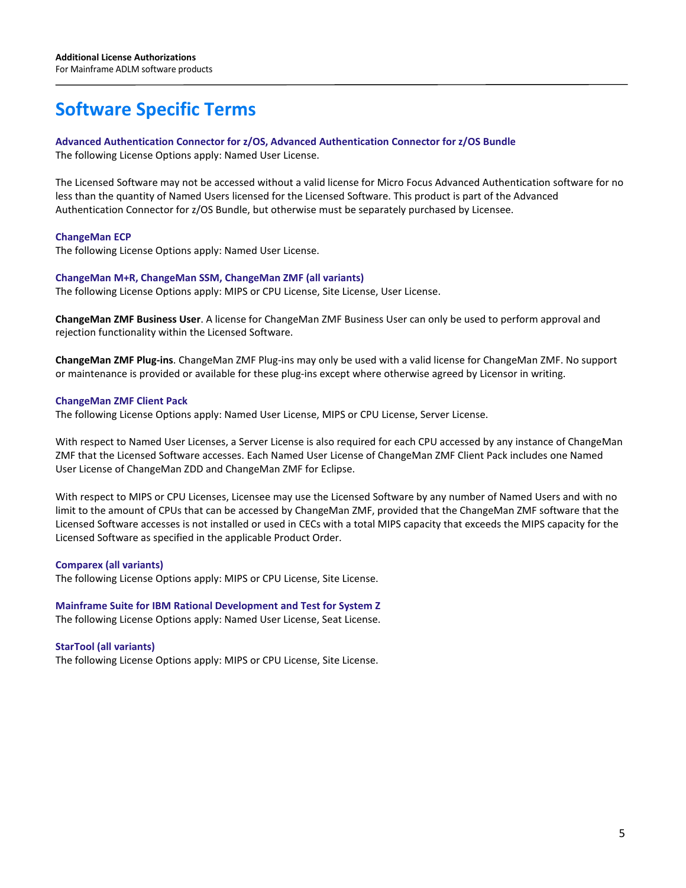# Software Specific Terms

### Advanced Authentication Connector for z/OS, Advanced Authentication Connector for z/OS Bundle

The following License Options apply: Named User License.

The Licensed Software may not be accessed without a valid license for Micro Focus Advanced Authentication software for no less than the quantity of Named Users licensed for the Licensed Software. This product is part of the Advanced Authentication Connector for z/OS Bundle, but otherwise must be separately purchased by Licensee.

### ChangeMan ECP

The following License Options apply: Named User License.

### ChangeMan M+R, ChangeMan SSM, ChangeMan ZMF (all variants)

The following License Options apply: MIPS or CPU License, Site License, User License.

**ChangeMan ZMF Business User**. A license for ChangeMan ZMF Business User can only be used to perform approval and rejection functionality within the Licensed Software.

**ChangeMan ZMF Plug-ins**. ChangeMan ZMF Plug-ins may only be used with a valid license for ChangeMan ZMF. No support or maintenance is provided or available for these plug-ins except where otherwise agreed by Licensor in writing.

### ChangeMan ZMF Client Pack

The following License Options apply: Named User License, MIPS or CPU License, Server License.

With respect to Named User Licenses, a Server License is also required for each CPU accessed by any instance of ChangeMan ZMF that the Licensed Software accesses. Each Named User License of ChangeMan ZMF Client Pack includes one Named User License of ChangeMan ZDD and ChangeMan ZMF for Eclipse.

With respect to MIPS or CPU Licenses, Licensee may use the Licensed Software by any number of Named Users and with no limit to the amount of CPUs that can be accessed by ChangeMan ZMF, provided that the ChangeMan ZMF software that the Licensed Software accesses is not installed or used in CECs with a total MIPS capacity that exceeds the MIPS capacity for the Licensed Software as specified in the applicable Product Order.

### Comparex (all variants)

The following License Options apply: MIPS or CPU License, Site License.

### Mainframe Suite for IBM Rational Development and Test for System Z

The following License Options apply: Named User License, Seat License.

### StarTool (all variants)

The following License Options apply: MIPS or CPU License, Site License.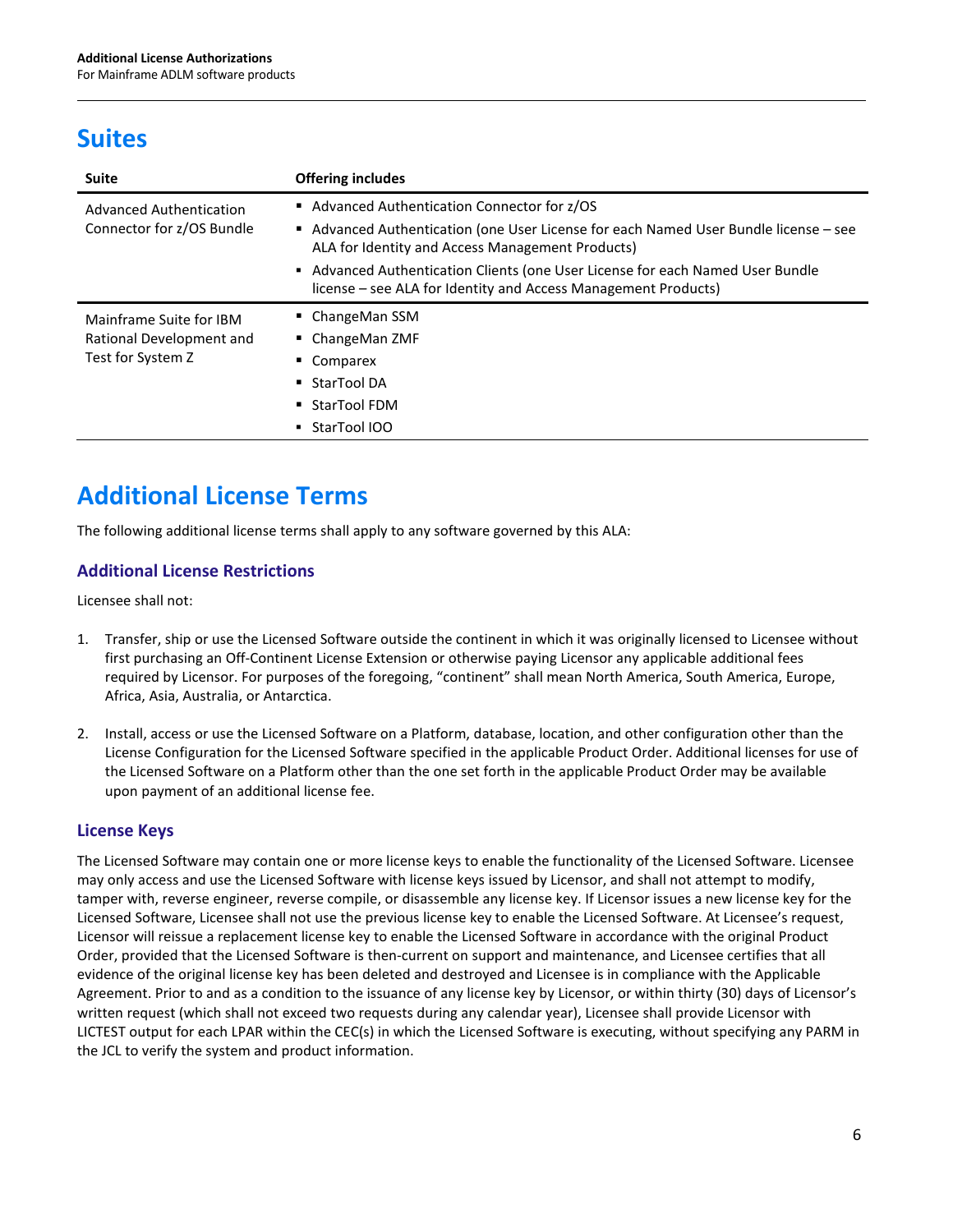# Suites

| Suite | Offering includes |
|---|---|
| Advanced Authentication Connector for z/OS Bundle | ▪ Advanced Authentication Connector for z/OS<br>▪ Advanced Authentication (one User License for each Named User Bundle license – see ALA for Identity and Access Management Products)<br>▪ Advanced Authentication Clients (one User License for each Named User Bundle license – see ALA for Identity and Access Management Products) |
| Mainframe Suite for IBM Rational Development and Test for System Z | ▪ ChangeMan SSM<br>▪ ChangeMan ZMF<br>▪ Comparex<br>▪ StarTool DA<br>▪ StarTool FDM<br>▪ StarTool IOO |

# Additional License Terms

The following additional license terms shall apply to any software governed by this ALA:

## Additional License Restrictions

Licensee shall not:

1. Transfer, ship or use the Licensed Software outside the continent in which it was originally licensed to Licensee without first purchasing an Off-Continent License Extension or otherwise paying Licensor any applicable additional fees required by Licensor. For purposes of the foregoing, "continent" shall mean North America, South America, Europe, Africa, Asia, Australia, or Antarctica.

2. Install, access or use the Licensed Software on a Platform, database, location, and other configuration other than the License Configuration for the Licensed Software specified in the applicable Product Order. Additional licenses for use of the Licensed Software on a Platform other than the one set forth in the applicable Product Order may be available upon payment of an additional license fee.

## License Keys

The Licensed Software may contain one or more license keys to enable the functionality of the Licensed Software. Licensee may only access and use the Licensed Software with license keys issued by Licensor, and shall not attempt to modify, tamper with, reverse engineer, reverse compile, or disassemble any license key. If Licensor issues a new license key for the Licensed Software, Licensee shall not use the previous license key to enable the Licensed Software. At Licensee's request, Licensor will reissue a replacement license key to enable the Licensed Software in accordance with the original Product Order, provided that the Licensed Software is then-current on support and maintenance, and Licensee certifies that all evidence of the original license key has been deleted and destroyed and Licensee is in compliance with the Applicable Agreement. Prior to and as a condition to the issuance of any license key by Licensor, or within thirty (30) days of Licensor's written request (which shall not exceed two requests during any calendar year), Licensee shall provide Licensor with LICTEST output for each LPAR within the CEC(s) in which the Licensed Software is executing, without specifying any PARM in the JCL to verify the system and product information.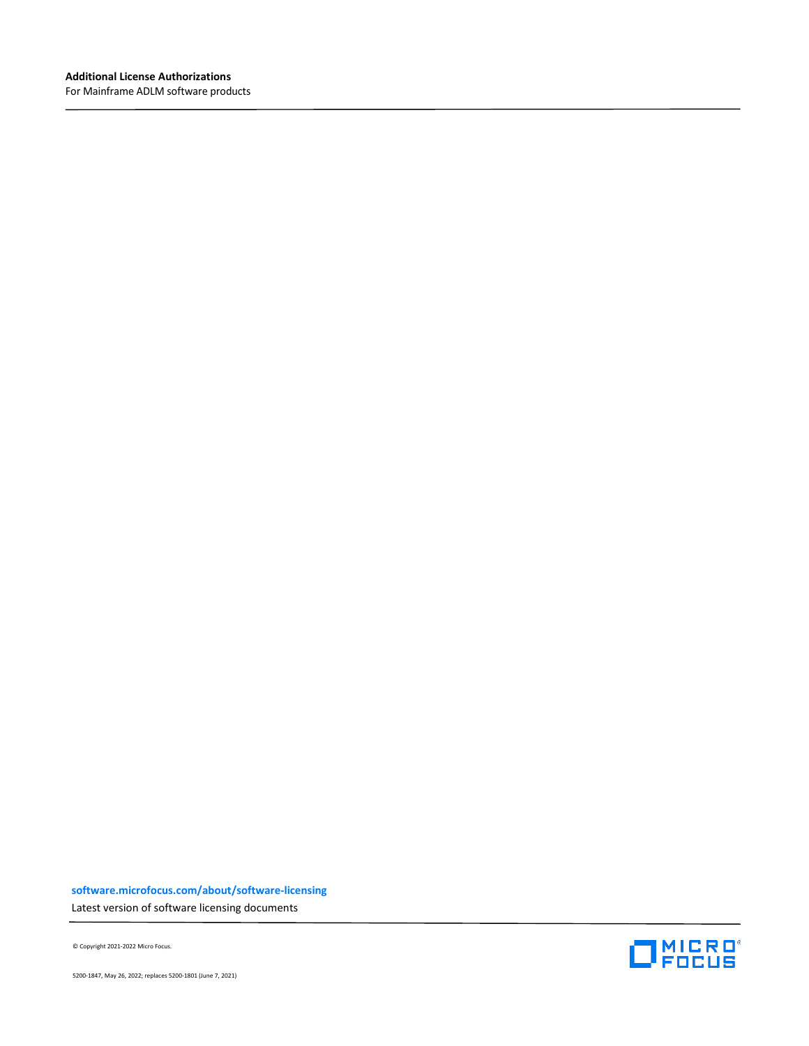**Additional License Authorizations**
For Mainframe ADLM software products

**software.microfocus.com/about/software-licensing**
Latest version of software licensing documents

© Copyright 2021-2022 Micro Focus.

5200-1847, May 26, 2022; replaces 5200-1801 (June 7, 2021)